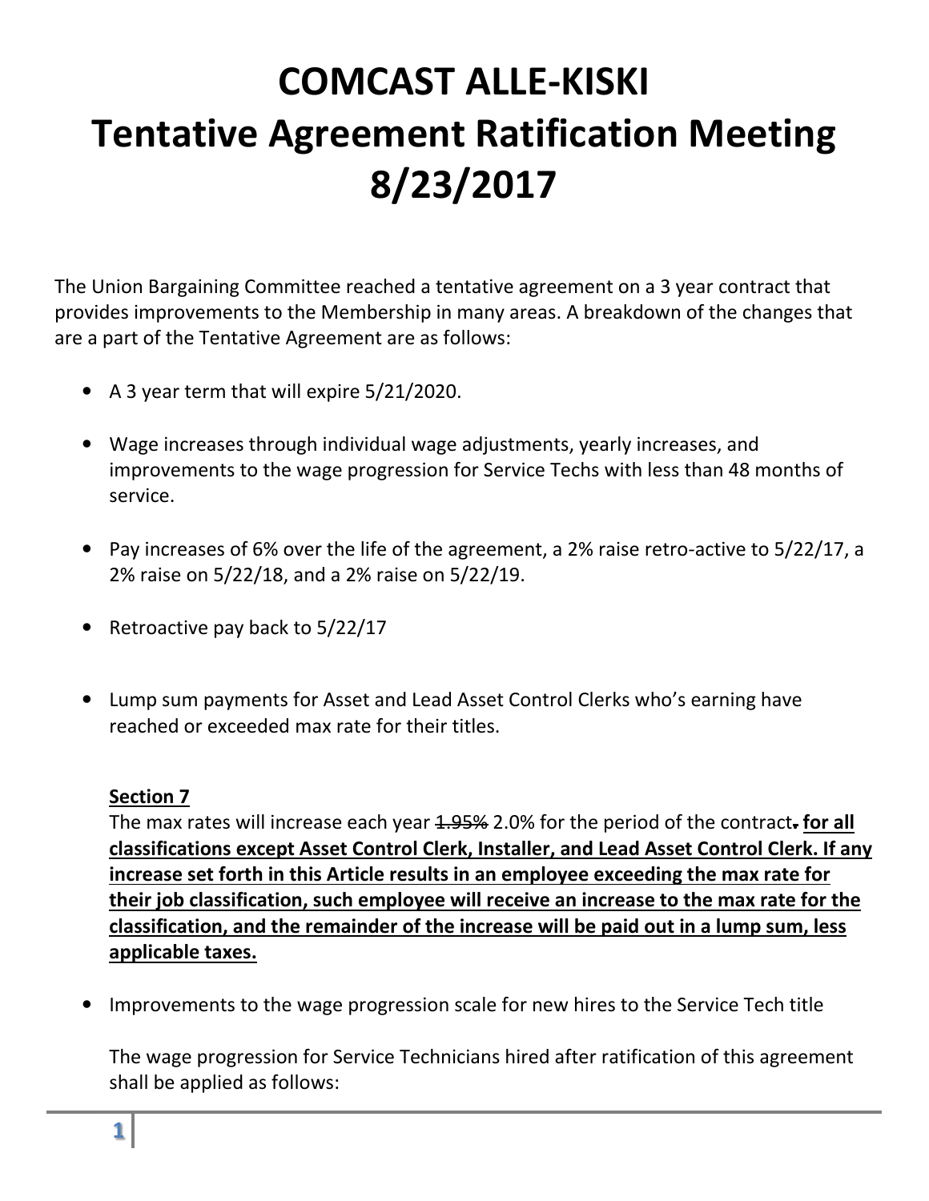# COMCAST ALLE-KISKI
# Tentative Agreement Ratification Meeting
# 8/23/2017

The Union Bargaining Committee reached a tentative agreement on a 3 year contract that provides improvements to the Membership in many areas. A breakdown of the changes that are a part of the Tentative Agreement are as follows:

- A 3 year term that will expire 5/21/2020.
- Wage increases through individual wage adjustments, yearly increases, and improvements to the wage progression for Service Techs with less than 48 months of service.
- Pay increases of 6% over the life of the agreement, a 2% raise retro-active to 5/22/17, a 2% raise on 5/22/18, and a 2% raise on 5/22/19.
- Retroactive pay back to 5/22/17
- Lump sum payments for Asset and Lead Asset Control Clerks who's earning have reached or exceeded max rate for their titles.

  **Section 7**
  The max rates will increase each year ~~1.95%~~ 2.0% for the period of the contract~~.~~ **for all classifications except Asset Control Clerk, Installer, and Lead Asset Control Clerk. If any increase set forth in this Article results in an employee exceeding the max rate for their job classification, such employee will receive an increase to the max rate for the classification, and the remainder of the increase will be paid out in a lump sum, less applicable taxes.**

- Improvements to the wage progression scale for new hires to the Service Tech title

  The wage progression for Service Technicians hired after ratification of this agreement shall be applied as follows: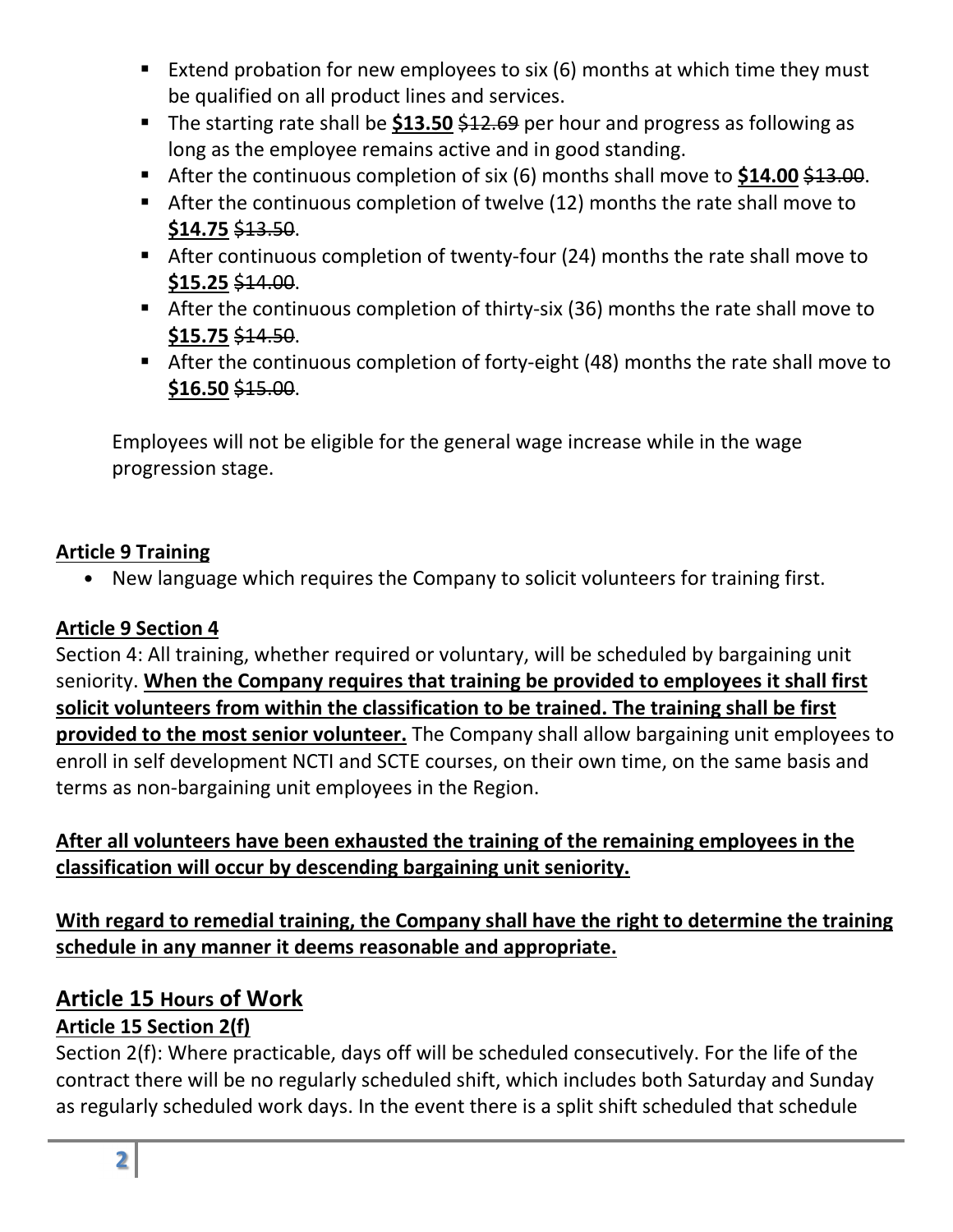- Extend probation for new employees to six (6) months at which time they must be qualified on all product lines and services.
- The starting rate shall be **<u>$13.50</u>** ~~$12.69~~ per hour and progress as following as long as the employee remains active and in good standing.
- After the continuous completion of six (6) months shall move to **<u>$14.00</u>** ~~$13.00~~.
- After the continuous completion of twelve (12) months the rate shall move to **<u>$14.75</u>** ~~$13.50~~.
- After continuous completion of twenty-four (24) months the rate shall move to **<u>$15.25</u>** ~~$14.00~~.
- After the continuous completion of thirty-six (36) months the rate shall move to **<u>$15.75</u>** ~~$14.50~~.
- After the continuous completion of forty-eight (48) months the rate shall move to **<u>$16.50</u>** ~~$15.00~~.

Employees will not be eligible for the general wage increase while in the wage progression stage.

**<u>Article 9 Training</u>**

- New language which requires the Company to solicit volunteers for training first.

**<u>Article 9 Section 4</u>**

Section 4: All training, whether required or voluntary, will be scheduled by bargaining unit seniority. **<u>When the Company requires that training be provided to employees it shall first solicit volunteers from within the classification to be trained. The training shall be first provided to the most senior volunteer.</u>** The Company shall allow bargaining unit employees to enroll in self development NCTI and SCTE courses, on their own time, on the same basis and terms as non-bargaining unit employees in the Region.

**<u>After all volunteers have been exhausted the training of the remaining employees in the classification will occur by descending bargaining unit seniority.</u>**

**<u>With regard to remedial training, the Company shall have the right to determine the training schedule in any manner it deems reasonable and appropriate.</u>**

## <u>Article 15 Hours of Work</u>

**<u>Article 15 Section 2(f)</u>**

Section 2(f): Where practicable, days off will be scheduled consecutively. For the life of the contract there will be no regularly scheduled shift, which includes both Saturday and Sunday as regularly scheduled work days. In the event there is a split shift scheduled that schedule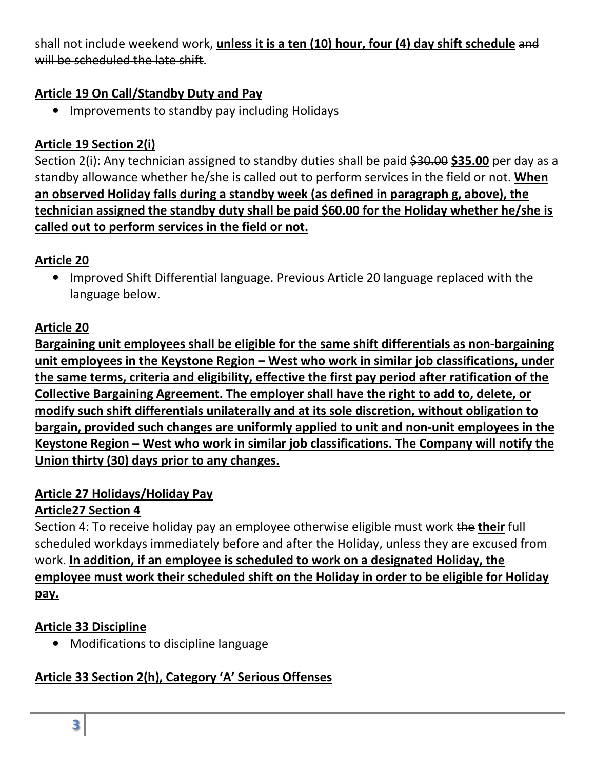shall not include weekend work, **<u>unless it is a ten (10) hour, four (4) day shift schedule</u>** ~~and will be scheduled the late shift~~.

## <u>Article 19 On Call/Standby Duty and Pay</u>

- Improvements to standby pay including Holidays

## <u>Article 19 Section 2(i)</u>

Section 2(i): Any technician assigned to standby duties shall be paid ~~$30.00~~ **<u>$35.00</u>** per day as a standby allowance whether he/she is called out to perform services in the field or not. **<u>When an observed Holiday falls during a standby week (as defined in paragraph g, above), the technician assigned the standby duty shall be paid $60.00 for the Holiday whether he/she is called out to perform services in the field or not.</u>**

## <u>Article 20</u>

- Improved Shift Differential language. Previous Article 20 language replaced with the language below.

## <u>Article 20</u>

**<u>Bargaining unit employees shall be eligible for the same shift differentials as non-bargaining unit employees in the Keystone Region – West who work in similar job classifications, under the same terms, criteria and eligibility, effective the first pay period after ratification of the Collective Bargaining Agreement. The employer shall have the right to add to, delete, or modify such shift differentials unilaterally and at its sole discretion, without obligation to bargain, provided such changes are uniformly applied to unit and non-unit employees in the Keystone Region – West who work in similar job classifications. The Company will notify the Union thirty (30) days prior to any changes.</u>**

## <u>Article 27 Holidays/Holiday Pay</u>

## <u>Article27 Section 4</u>

Section 4: To receive holiday pay an employee otherwise eligible must work ~~the~~ **<u>their</u>** full scheduled workdays immediately before and after the Holiday, unless they are excused from work. **<u>In addition, if an employee is scheduled to work on a designated Holiday, the employee must work their scheduled shift on the Holiday in order to be eligible for Holiday pay.</u>**

## <u>Article 33 Discipline</u>

- Modifications to discipline language

## <u>Article 33 Section 2(h), Category 'A' Serious Offenses</u>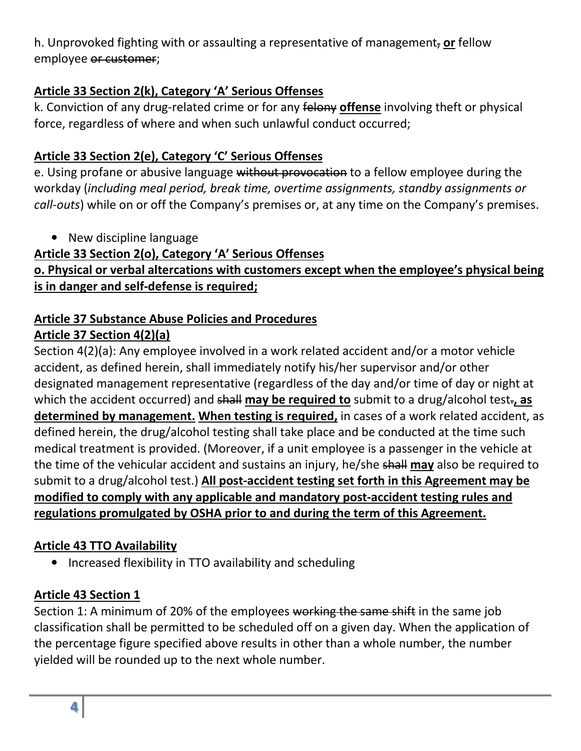h. Unprovoked fighting with or assaulting a representative of management~~,~~ **or** fellow employee ~~or customer~~;

**Article 33 Section 2(k), Category 'A' Serious Offenses**

k. Conviction of any drug-related crime or for any ~~felony~~ **offense** involving theft or physical force, regardless of where and when such unlawful conduct occurred;

**Article 33 Section 2(e), Category 'C' Serious Offenses**

e. Using profane or abusive language ~~without provocation~~ to a fellow employee during the workday (*including meal period, break time, overtime assignments, standby assignments or call-outs*) while on or off the Company's premises or, at any time on the Company's premises.

- New discipline language

**Article 33 Section 2(o), Category 'A' Serious Offenses**

**o. Physical or verbal altercations with customers except when the employee's physical being is in danger and self-defense is required;**

**Article 37 Substance Abuse Policies and Procedures**

**Article 37 Section 4(2)(a)**

Section 4(2)(a): Any employee involved in a work related accident and/or a motor vehicle accident, as defined herein, shall immediately notify his/her supervisor and/or other designated management representative (regardless of the day and/or time of day or night at which the accident occurred) and ~~shall~~ **may be required to** submit to a drug/alcohol test~~.~~**, as determined by management. When testing is required,** in cases of a work related accident, as defined herein, the drug/alcohol testing shall take place and be conducted at the time such medical treatment is provided. (Moreover, if a unit employee is a passenger in the vehicle at the time of the vehicular accident and sustains an injury, he/she ~~shall~~ **may** also be required to submit to a drug/alcohol test.) **All post-accident testing set forth in this Agreement may be modified to comply with any applicable and mandatory post-accident testing rules and regulations promulgated by OSHA prior to and during the term of this Agreement.**

**Article 43 TTO Availability**

- Increased flexibility in TTO availability and scheduling

**Article 43 Section 1**

Section 1: A minimum of 20% of the employees ~~working the same shift~~ in the same job classification shall be permitted to be scheduled off on a given day. When the application of the percentage figure specified above results in other than a whole number, the number yielded will be rounded up to the next whole number.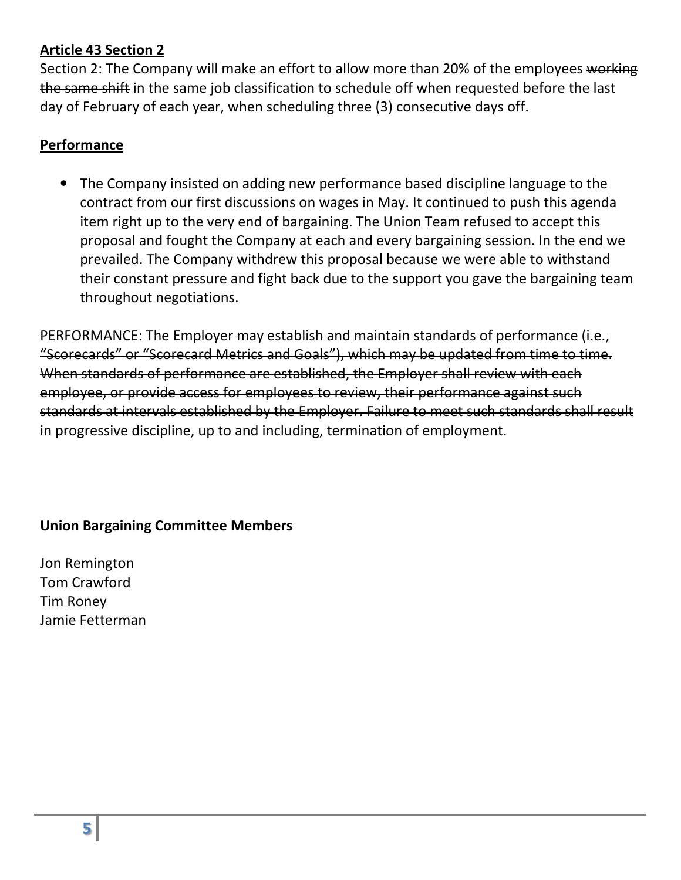**Article 43 Section 2**

Section 2: The Company will make an effort to allow more than 20% of the employees ~~working the same shift~~ in the same job classification to schedule off when requested before the last day of February of each year, when scheduling three (3) consecutive days off.

**Performance**

- The Company insisted on adding new performance based discipline language to the contract from our first discussions on wages in May. It continued to push this agenda item right up to the very end of bargaining. The Union Team refused to accept this proposal and fought the Company at each and every bargaining session. In the end we prevailed. The Company withdrew this proposal because we were able to withstand their constant pressure and fight back due to the support you gave the bargaining team throughout negotiations.

~~PERFORMANCE: The Employer may establish and maintain standards of performance (i.e., "Scorecards" or "Scorecard Metrics and Goals"), which may be updated from time to time. When standards of performance are established, the Employer shall review with each employee, or provide access for employees to review, their performance against such standards at intervals established by the Employer. Failure to meet such standards shall result in progressive discipline, up to and including, termination of employment.~~

**Union Bargaining Committee Members**

Jon Remington  
Tom Crawford  
Tim Roney  
Jamie Fetterman